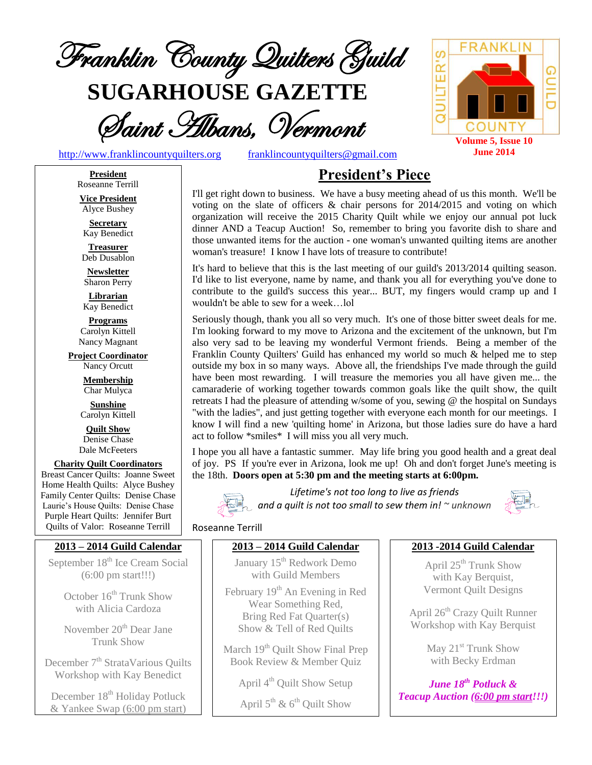# Franklin County Quilters Guild

# SUGARHOUSE GAZETTE

## Saint Albans, Vermont

http://www.franklincountyquilters.org franklincountyquilters@gmail.com

Volume 5, Issue 10
June 2014

**President**
Roseanne Terrill

**Vice President**
Alyce Bushey

**Secretary**
Kay Benedict

**Treasurer**
Deb Dusablon

**Newsletter**
Sharon Perry

**Librarian**
Kay Benedict

**Programs**
Carolyn Kittell
Nancy Magnant

**Project Coordinator**
Nancy Orcutt

**Membership**
Char Mulyca

**Sunshine**
Carolyn Kittell

**Quilt Show**
Denise Chase
Dale McFeeters

**Charity Quilt Coordinators**
Breast Cancer Quilts: Joanne Sweet
Home Health Quilts: Alyce Bushey
Family Center Quilts: Denise Chase
Laurie's House Quilts: Denise Chase
Purple Heart Quilts: Jennifer Burt
Quilts of Valor: Roseanne Terrill

## President's Piece

I'll get right down to business. We have a busy meeting ahead of us this month. We'll be voting on the slate of officers & chair persons for 2014/2015 and voting on which organization will receive the 2015 Charity Quilt while we enjoy our annual pot luck dinner AND a Teacup Auction! So, remember to bring you favorite dish to share and those unwanted items for the auction - one woman's unwanted quilting items are another woman's treasure! I know I have lots of treasure to contribute!

It's hard to believe that this is the last meeting of our guild's 2013/2014 quilting season. I'd like to list everyone, name by name, and thank you all for everything you've done to contribute to the guild's success this year... BUT, my fingers would cramp up and I wouldn't be able to sew for a week…lol

Seriously though, thank you all so very much. It's one of those bitter sweet deals for me. I'm looking forward to my move to Arizona and the excitement of the unknown, but I'm also very sad to be leaving my wonderful Vermont friends. Being a member of the Franklin County Quilters' Guild has enhanced my world so much & helped me to step outside my box in so many ways. Above all, the friendships I've made through the guild have been most rewarding. I will treasure the memories you all have given me... the camaraderie of working together towards common goals like the quilt show, the quilt retreats I had the pleasure of attending w/some of you, sewing @ the hospital on Sundays "with the ladies", and just getting together with everyone each month for our meetings. I know I will find a new 'quilting home' in Arizona, but those ladies sure do have a hard act to follow *smiles* I will miss you all very much.

I hope you all have a fantastic summer. May life bring you good health and a great deal of joy. PS If you're ever in Arizona, look me up! Oh and don't forget June's meeting is the 18th. **Doors open at 5:30 pm and the meeting starts at 6:00pm.**

*Lifetime's not too long to live as friends
and a quilt is not too small to sew them in! ~ unknown*

Roseanne Terrill

## 2013 – 2014 Guild Calendar

September 18th Ice Cream Social (6:00 pm start!!!)

October 16th Trunk Show with Alicia Cardoza

November 20th Dear Jane Trunk Show

December 7th StrataVarious Quilts Workshop with Kay Benedict

December 18th Holiday Potluck & Yankee Swap (6:00 pm start)

January 15th Redwork Demo with Guild Members

February 19th An Evening in Red
Wear Something Red,
Bring Red Fat Quarter(s)
Show & Tell of Red Quilts

March 19th Quilt Show Final Prep
Book Review & Member Quiz

April 4th Quilt Show Setup

April 5th & 6th Quilt Show

April 25th Trunk Show with Kay Berquist, Vermont Quilt Designs

April 26th Crazy Quilt Runner Workshop with Kay Berquist

May 21st Trunk Show with Becky Erdman

***June 18th Potluck & Teacup Auction (6:00 pm start!!!)***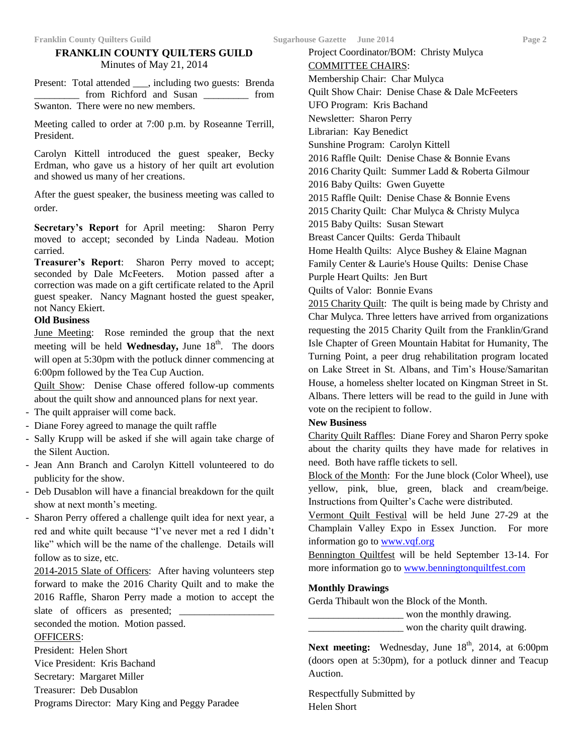## FRANKLIN COUNTY QUILTERS GUILD

Minutes of May 21, 2014

Present: Total attended ___, including two guests: Brenda _________ from Richford and Susan _________ from Swanton. There were no new members.

Meeting called to order at 7:00 p.m. by Roseanne Terrill, President.

Carolyn Kittell introduced the guest speaker, Becky Erdman, who gave us a history of her quilt art evolution and showed us many of her creations.

After the guest speaker, the business meeting was called to order.

**Secretary's Report** for April meeting: Sharon Perry moved to accept; seconded by Linda Nadeau. Motion carried.

**Treasurer's Report**: Sharon Perry moved to accept; seconded by Dale McFeeters. Motion passed after a correction was made on a gift certificate related to the April guest speaker. Nancy Magnant hosted the guest speaker, not Nancy Ekiert.

**Old Business**

June Meeting: Rose reminded the group that the next meeting will be held **Wednesday,** June 18th. The doors will open at 5:30pm with the potluck dinner commencing at 6:00pm followed by the Tea Cup Auction.

Quilt Show: Denise Chase offered follow-up comments about the quilt show and announced plans for next year.

- The quilt appraiser will come back.
- Diane Forey agreed to manage the quilt raffle
- Sally Krupp will be asked if she will again take charge of the Silent Auction.
- Jean Ann Branch and Carolyn Kittell volunteered to do publicity for the show.
- Deb Dusablon will have a financial breakdown for the quilt show at next month's meeting.
- Sharon Perry offered a challenge quilt idea for next year, a red and white quilt because "I've never met a red I didn't like" which will be the name of the challenge. Details will follow as to size, etc.

2014-2015 Slate of Officers: After having volunteers step forward to make the 2016 Charity Quilt and to make the 2016 Raffle, Sharon Perry made a motion to accept the slate of officers as presented; ___________________ seconded the motion. Motion passed.

OFFICERS:

President: Helen Short
Vice President: Kris Bachand
Secretary: Margaret Miller
Treasurer: Deb Dusablon
Programs Director: Mary King and Peggy Paradee
Project Coordinator/BOM: Christy Mulyca

COMMITTEE CHAIRS:

Membership Chair: Char Mulyca
Quilt Show Chair: Denise Chase & Dale McFeeters
UFO Program: Kris Bachand
Newsletter: Sharon Perry
Librarian: Kay Benedict
Sunshine Program: Carolyn Kittell
2016 Raffle Quilt: Denise Chase & Bonnie Evans
2016 Charity Quilt: Summer Ladd & Roberta Gilmour
2016 Baby Quilts: Gwen Guyette
2015 Raffle Quilt: Denise Chase & Bonnie Evens
2015 Charity Quilt: Char Mulyca & Christy Mulyca
2015 Baby Quilts: Susan Stewart
Breast Cancer Quilts: Gerda Thibault
Home Health Quilts: Alyce Bushey & Elaine Magnan
Family Center & Laurie's House Quilts: Denise Chase
Purple Heart Quilts: Jen Burt
Quilts of Valor: Bonnie Evans

2015 Charity Quilt: The quilt is being made by Christy and Char Mulyca. Three letters have arrived from organizations requesting the 2015 Charity Quilt from the Franklin/Grand Isle Chapter of Green Mountain Habitat for Humanity, The Turning Point, a peer drug rehabilitation program located on Lake Street in St. Albans, and Tim's House/Samaritan House, a homeless shelter located on Kingman Street in St. Albans. There letters will be read to the guild in June with vote on the recipient to follow.

**New Business**

Charity Quilt Raffles: Diane Forey and Sharon Perry spoke about the charity quilts they have made for relatives in need. Both have raffle tickets to sell.

Block of the Month: For the June block (Color Wheel), use yellow, pink, blue, green, black and cream/beige. Instructions from Quilter's Cache were distributed.

Vermont Quilt Festival will be held June 27-29 at the Champlain Valley Expo in Essex Junction. For more information go to www.vqf.org

Bennington Quiltfest will be held September 13-14. For more information go to www.benningtonquiltfest.com

**Monthly Drawings**

Gerda Thibault won the Block of the Month.
___________________ won the monthly drawing.
___________________ won the charity quilt drawing.

**Next meeting:** Wednesday, June 18th, 2014, at 6:00pm (doors open at 5:30pm), for a potluck dinner and Teacup Auction.

Respectfully Submitted by
Helen Short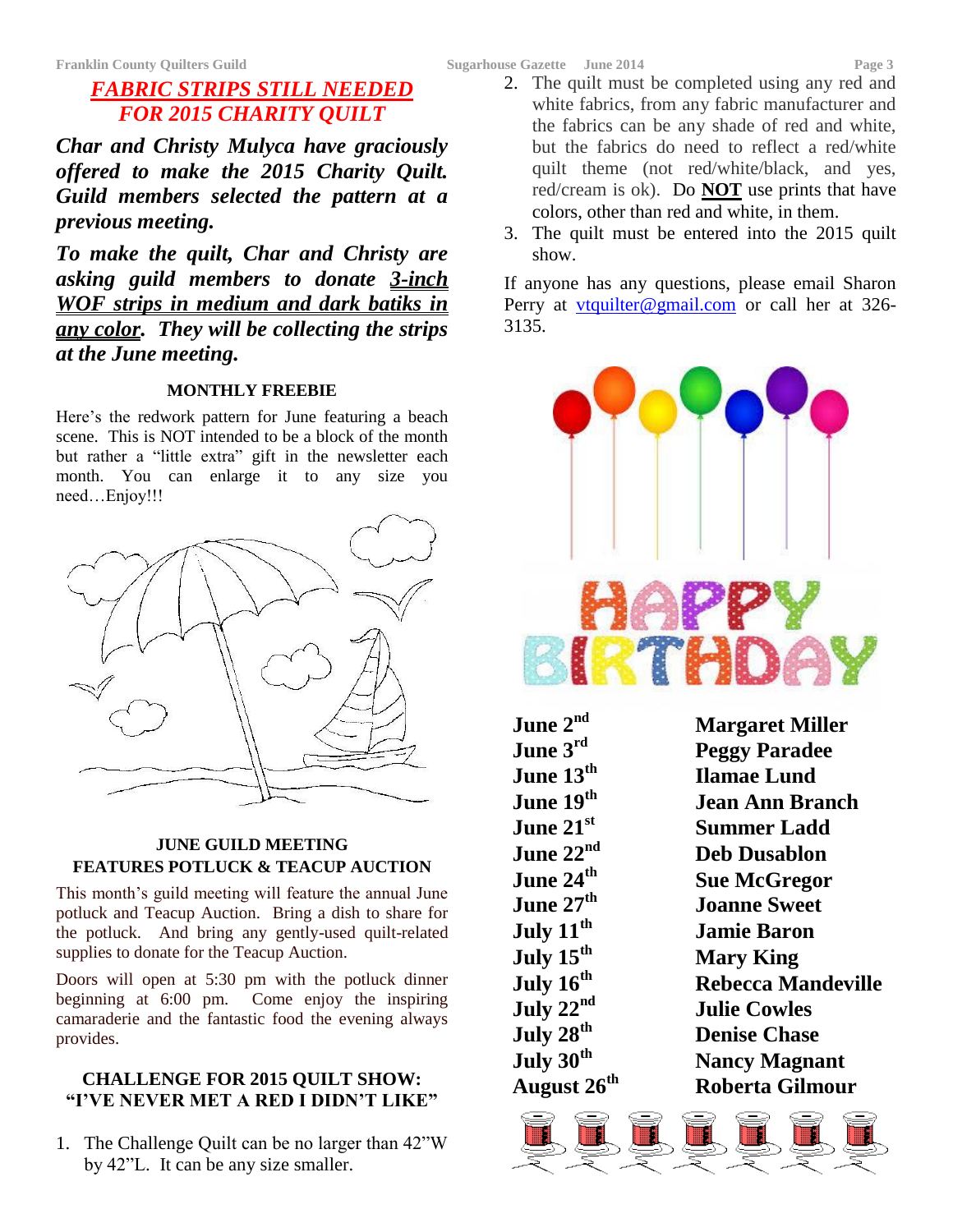## *FABRIC STRIPS STILL NEEDED FOR 2015 CHARITY QUILT*

***Char and Christy Mulyca have graciously offered to make the 2015 Charity Quilt. Guild members selected the pattern at a previous meeting.***

***To make the quilt, Char and Christy are asking guild members to donate 3-inch WOF strips in medium and dark batiks in any color. They will be collecting the strips at the June meeting.***

### MONTHLY FREEBIE

Here's the redwork pattern for June featuring a beach scene. This is NOT intended to be a block of the month but rather a "little extra" gift in the newsletter each month. You can enlarge it to any size you need…Enjoy!!!

### JUNE GUILD MEETING FEATURES POTLUCK & TEACUP AUCTION

This month's guild meeting will feature the annual June potluck and Teacup Auction. Bring a dish to share for the potluck. And bring any gently-used quilt-related supplies to donate for the Teacup Auction.

Doors will open at 5:30 pm with the potluck dinner beginning at 6:00 pm. Come enjoy the inspiring camaraderie and the fantastic food the evening always provides.

### CHALLENGE FOR 2015 QUILT SHOW: "I'VE NEVER MET A RED I DIDN'T LIKE"

1. The Challenge Quilt can be no larger than 42"W by 42"L. It can be any size smaller.
2. The quilt must be completed using any red and white fabrics, from any fabric manufacturer and the fabrics can be any shade of red and white, but the fabrics do need to reflect a red/white quilt theme (not red/white/black, and yes, red/cream is ok). Do **NOT** use prints that have colors, other than red and white, in them.
3. The quilt must be entered into the 2015 quilt show.

If anyone has any questions, please email Sharon Perry at vtquilter@gmail.com or call her at 326-3135.

## HAPPY BIRTHDAY

| | |
|---|---|
| **June 2nd** | **Margaret Miller** |
| **June 3rd** | **Peggy Paradee** |
| **June 13th** | **Ilamae Lund** |
| **June 19th** | **Jean Ann Branch** |
| **June 21st** | **Summer Ladd** |
| **June 22nd** | **Deb Dusablon** |
| **June 24th** | **Sue McGregor** |
| **June 27th** | **Joanne Sweet** |
| **July 11th** | **Jamie Baron** |
| **July 15th** | **Mary King** |
| **July 16th** | **Rebecca Mandeville** |
| **July 22nd** | **Julie Cowles** |
| **July 28th** | **Denise Chase** |
| **July 30th** | **Nancy Magnant** |
| **August 26th** | **Roberta Gilmour** |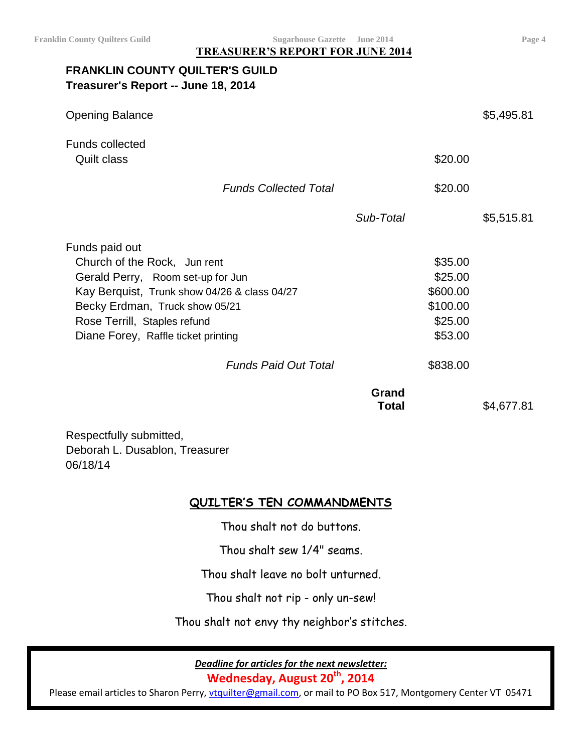## TREASURER'S REPORT FOR JUNE 2014

**FRANKLIN COUNTY QUILTER'S GUILD**
**Treasurer's Report -- June 18, 2014**

| | | | |
|---|---|---|---|
| Opening Balance | | | $5,495.81 |
| Funds collected | | | |
| Quilt class | | $20.00 | |
| *Funds Collected Total* | | $20.00 | |
| | *Sub-Total* | | $5,515.81 |
| Funds paid out | | | |
| Church of the Rock, Jun rent | | $35.00 | |
| Gerald Perry, Room set-up for Jun | | $25.00 | |
| Kay Berquist, Trunk show 04/26 & class 04/27 | | $600.00 | |
| Becky Erdman, Truck show 05/21 | | $100.00 | |
| Rose Terrill, Staples refund | | $25.00 | |
| Diane Forey, Raffle ticket printing | | $53.00 | |
| *Funds Paid Out Total* | | $838.00 | |
| | **Grand Total** | | $4,677.81 |

Respectfully submitted,
Deborah L. Dusablon, Treasurer
06/18/14

## QUILTER'S TEN COMMANDMENTS

Thou shalt not do buttons.

Thou shalt sew 1/4" seams.

Thou shalt leave no bolt unturned.

Thou shalt not rip - only un-sew!

Thou shalt not envy thy neighbor's stitches.

***Deadline for articles for the next newsletter:***

**Wednesday, August 20th, 2014**

Please email articles to Sharon Perry, vtquilter@gmail.com, or mail to PO Box 517, Montgomery Center VT 05471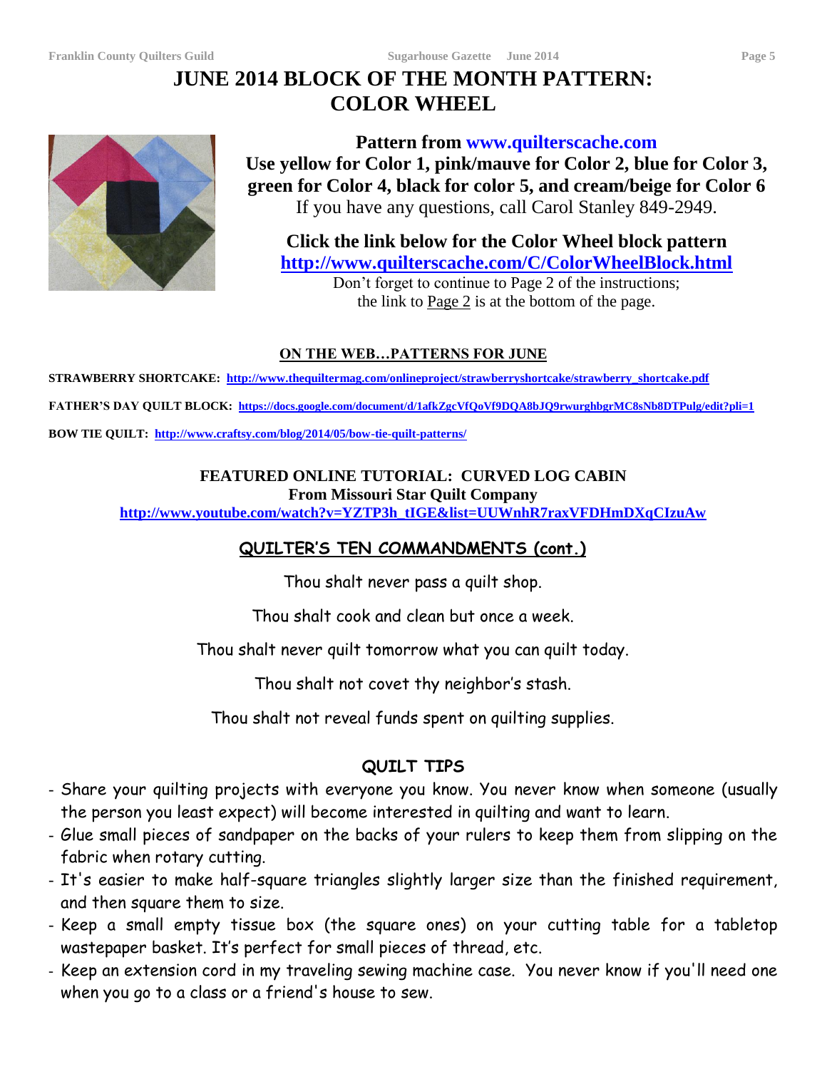# JUNE 2014 BLOCK OF THE MONTH PATTERN: COLOR WHEEL

**Pattern from www.quilterscache.com**

**Use yellow for Color 1, pink/mauve for Color 2, blue for Color 3, green for Color 4, black for color 5, and cream/beige for Color 6**

If you have any questions, call Carol Stanley 849-2949.

**Click the link below for the Color Wheel block pattern**

**http://www.quilterscache.com/C/ColorWheelBlock.html**

Don't forget to continue to Page 2 of the instructions; the link to Page 2 is at the bottom of the page.

## ON THE WEB…PATTERNS FOR JUNE

**STRAWBERRY SHORTCAKE:** http://www.thequiltermag.com/onlineproject/strawberryshortcake/strawberry_shortcake.pdf

**FATHER'S DAY QUILT BLOCK:** https://docs.google.com/document/d/1afkZgcVfQoVf9DQA8bJQ9rwurghbgrMC8sNb8DTPulg/edit?pli=1

**BOW TIE QUILT:** http://www.craftsy.com/blog/2014/05/bow-tie-quilt-patterns/

## FEATURED ONLINE TUTORIAL: CURVED LOG CABIN

**From Missouri Star Quilt Company**

http://www.youtube.com/watch?v=YZTP3h_tIGE&list=UUWnhR7raxVFDHmDXqCIzuAw

## QUILTER'S TEN COMMANDMENTS (cont.)

Thou shalt never pass a quilt shop.

Thou shalt cook and clean but once a week.

Thou shalt never quilt tomorrow what you can quilt today.

Thou shalt not covet thy neighbor's stash.

Thou shalt not reveal funds spent on quilting supplies.

## QUILT TIPS

- Share your quilting projects with everyone you know. You never know when someone (usually the person you least expect) will become interested in quilting and want to learn.
- Glue small pieces of sandpaper on the backs of your rulers to keep them from slipping on the fabric when rotary cutting.
- It's easier to make half-square triangles slightly larger size than the finished requirement, and then square them to size.
- Keep a small empty tissue box (the square ones) on your cutting table for a tabletop wastepaper basket. It's perfect for small pieces of thread, etc.
- Keep an extension cord in my traveling sewing machine case. You never know if you'll need one when you go to a class or a friend's house to sew.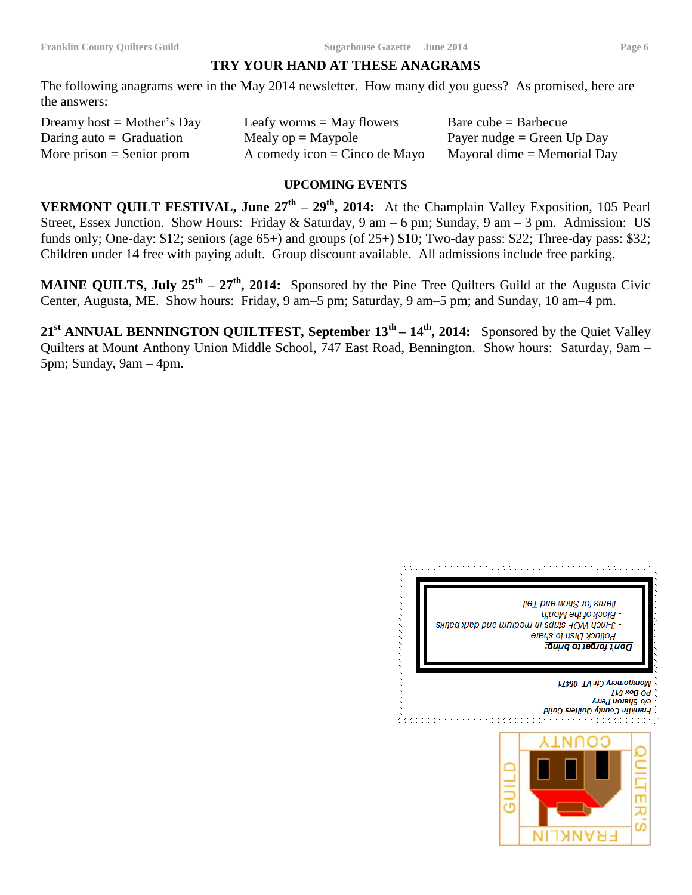## TRY YOUR HAND AT THESE ANAGRAMS

The following anagrams were in the May 2014 newsletter. How many did you guess? As promised, here are the answers:

| | | |
|---|---|---|
| Dreamy host = Mother's Day | Leafy worms = May flowers | Bare cube = Barbecue |
| Daring auto = Graduation | Mealy op = Maypole | Payer nudge = Green Up Day |
| More prison = Senior prom | A comedy icon = Cinco de Mayo | Mayoral dime = Memorial Day |

### UPCOMING EVENTS

**VERMONT QUILT FESTIVAL, June 27th – 29th, 2014:** At the Champlain Valley Exposition, 105 Pearl Street, Essex Junction. Show Hours: Friday & Saturday, 9 am – 6 pm; Sunday, 9 am – 3 pm. Admission: US funds only; One-day: $12; seniors (age 65+) and groups (of 25+) $10; Two-day pass: $22; Three-day pass: $32; Children under 14 free with paying adult. Group discount available. All admissions include free parking.

**MAINE QUILTS, July 25th – 27th, 2014:** Sponsored by the Pine Tree Quilters Guild at the Augusta Civic Center, Augusta, ME. Show hours: Friday, 9 am–5 pm; Saturday, 9 am–5 pm; and Sunday, 10 am–4 pm.

**21st ANNUAL BENNINGTON QUILTFEST, September 13th – 14th, 2014:** Sponsored by the Quiet Valley Quilters at Mount Anthony Union Middle School, 747 East Road, Bennington. Show hours: Saturday, 9am – 5pm; Sunday, 9am – 4pm.

***Don't forget to bring:***
- *Potluck Dish to share*
- *3-inch WOF strips in medium and dark batiks*
- *Block of the Month*
- *Items for Show and Tell*

*Franklin County Quilters Guild*
*c/o Sharon Perry*
*PO Box 517*
*Montgomery Ctr VT 05471*

FRANKLIN COUNTY QUILTER'S GUILD